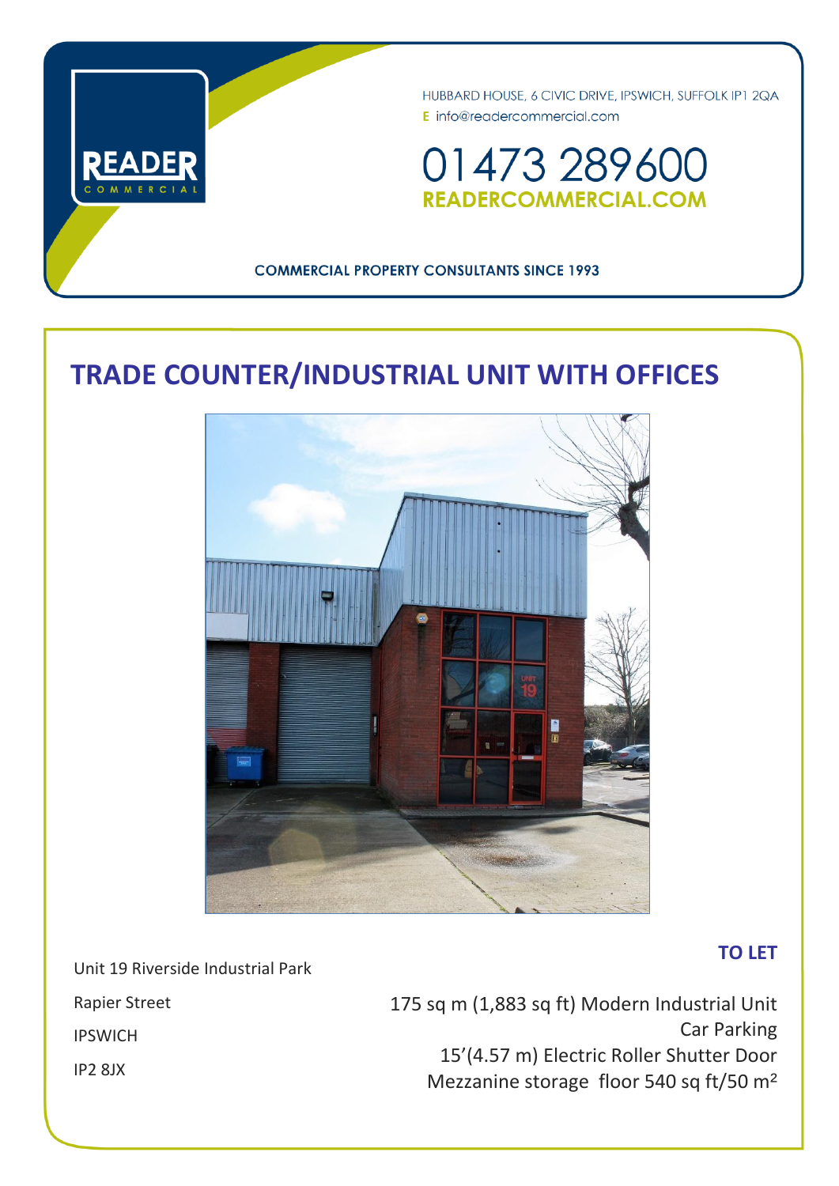READER COMMERCIAL

HUBBARD HOUSE, 6 CIVIC DRIVE, IPSWICH, SUFFOLK IP1 2QA

E info@readercommercial.com

01473 289600

READERCOMMERCIAL.COM

COMMERCIAL PROPERTY CONSULTANTS SINCE 1993

# TRADE COUNTER/INDUSTRIAL UNIT WITH OFFICES

**TO LET**

Unit 19 Riverside Industrial Park

Rapier Street

IPSWICH

IP2 8JX

175 sq m (1,883 sq ft) Modern Industrial Unit

Car Parking

15'(4.57 m) Electric Roller Shutter Door

Mezzanine storage floor 540 sq ft/50 m²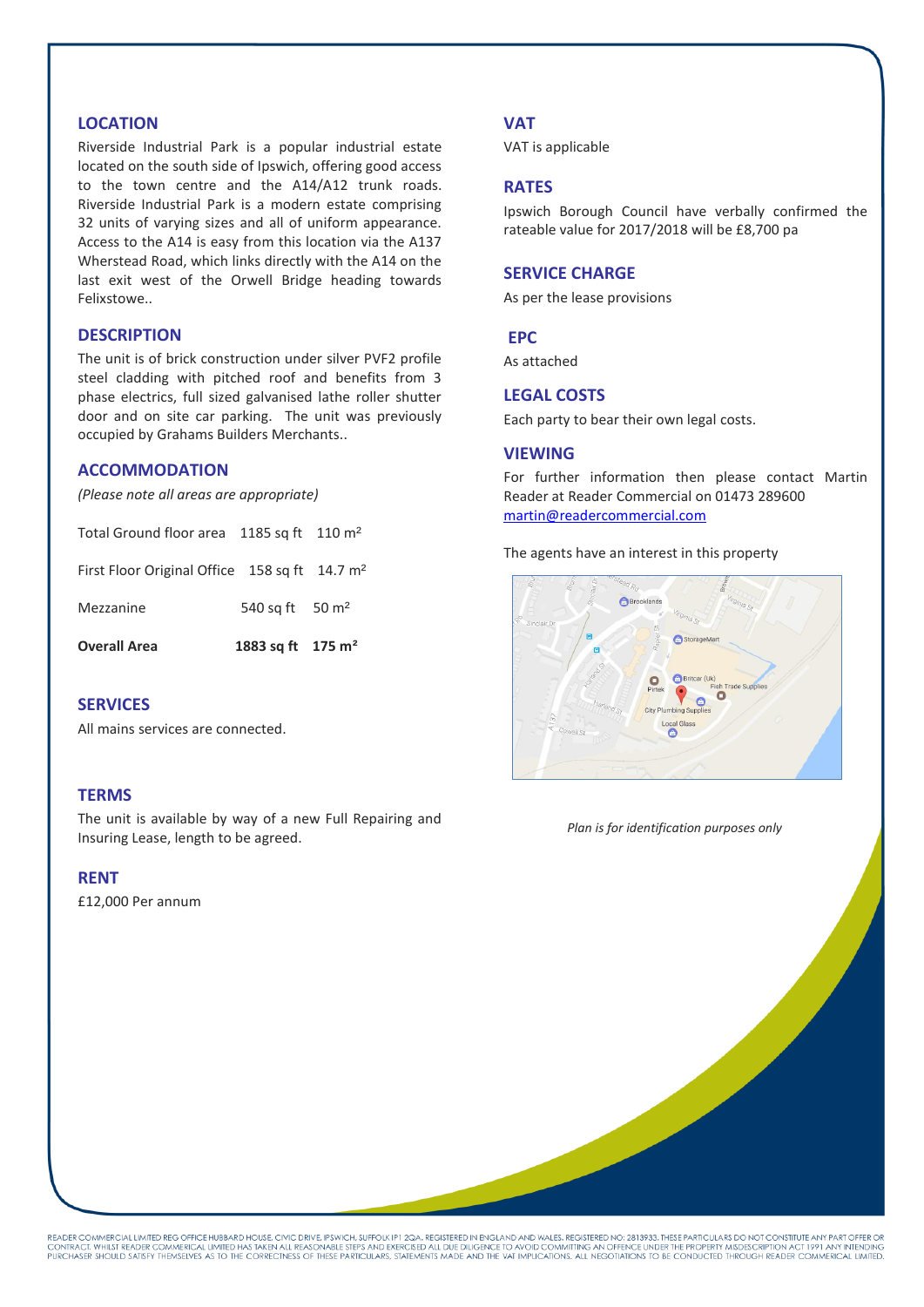## LOCATION

Riverside Industrial Park is a popular industrial estate located on the south side of Ipswich, offering good access to the town centre and the A14/A12 trunk roads. Riverside Industrial Park is a modern estate comprising 32 units of varying sizes and all of uniform appearance. Access to the A14 is easy from this location via the A137 Wherstead Road, which links directly with the A14 on the last exit west of the Orwell Bridge heading towards Felixstowe..

## DESCRIPTION

The unit is of brick construction under silver PVF2 profile steel cladding with pitched roof and benefits from 3 phase electrics, full sized galvanised lathe roller shutter door and on site car parking. The unit was previously occupied by Grahams Builders Merchants..

## ACCOMMODATION

*(Please note all areas are appropriate)*

| | | |
|---|---|---|
| Total Ground floor area | 1185 sq ft | 110 m² |
| First Floor Original Office | 158 sq ft | 14.7 m² |
| Mezzanine | 540 sq ft | 50 m² |
| **Overall Area** | **1883 sq ft** | **175 m²** |

## SERVICES

All mains services are connected.

## TERMS

The unit is available by way of a new Full Repairing and Insuring Lease, length to be agreed.

## RENT

£12,000 Per annum

## VAT

VAT is applicable

## RATES

Ipswich Borough Council have verbally confirmed the rateable value for 2017/2018 will be £8,700 pa

## SERVICE CHARGE

As per the lease provisions

## EPC

As attached

## LEGAL COSTS

Each party to bear their own legal costs.

## VIEWING

For further information then please contact Martin Reader at Reader Commercial on 01473 289600 martin@readercommercial.com

The agents have an interest in this property

*Plan is for identification purposes only*

READER COMMERCIAL LIMITED REG OFFICE HUBBARD HOUSE, CIVIC DRIVE, IPSWICH, SUFFOLK IP1 2QA. REGISTERED IN ENGLAND AND WALES. REGISTERED NO: 2813933. THESE PARTICULARS DO NOT CONSTITUTE ANY PART OFFER OR CONTRACT. WHILST READER COMMERICAL LIMITED HAS TAKEN ALL REASONABLE STEPS AND EXERCISED ALL DUE DILIGENCE TO AVOID COMMITTING AN OFFENCE UNDER THE PROPERTY MISDESCRIPTION ACT 1991 ANY INTENDING PURCHASER SHOULD SATISFY THEMSELVES AS TO THE CORRECTNESS OF THESE PARTICULARS, STATEMENTS MADE AND THE VAT IMPLICATIONS. ALL NEGOTIATIONS TO BE CONDUCTED THROUGH READER COMMERICAL LIMITED.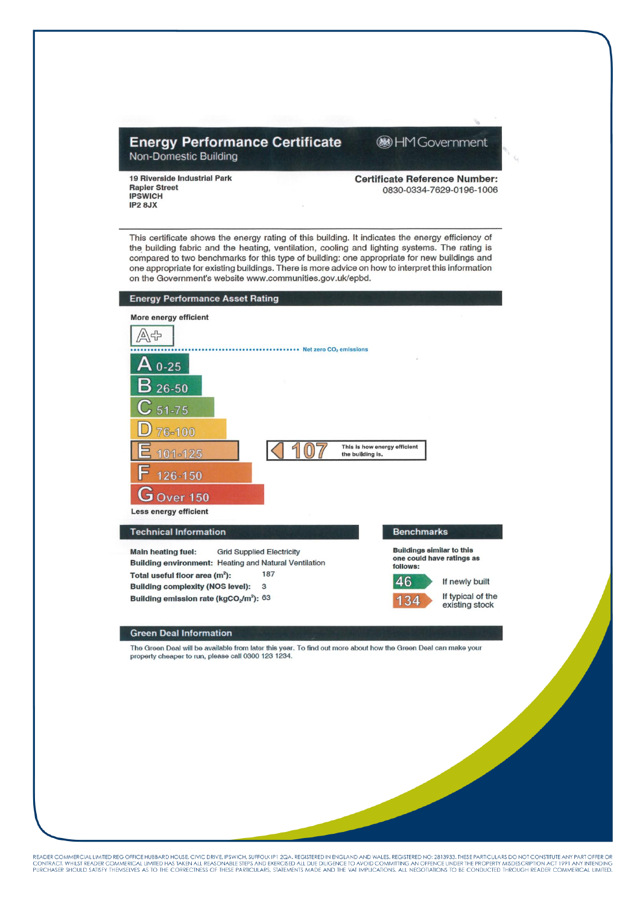# Energy Performance Certificate

Non-Domestic Building

HM Government

**19 Riverside Industrial Park**
**Rapier Street**
**IPSWICH**
**IP2 8JX**

**Certificate Reference Number:**
0830-0334-7629-0196-1006

This certificate shows the energy rating of this building. It indicates the energy efficiency of the building fabric and the heating, ventilation, cooling and lighting systems. The rating is compared to two benchmarks for this type of building: one appropriate for new buildings and one appropriate for existing buildings. There is more advice on how to interpret this information on the Government's website www.communities.gov.uk/epbd.

## Energy Performance Asset Rating

More energy efficient

A+

Net zero $CO_2$ emissions

A 0-25

B 26-50

C 51-75

D 76-100

E 101-125

F 126-150

G Over 150

Less energy efficient

107 This is how energy efficient the building is.

## Technical Information

**Main heating fuel:** Grid Supplied Electricity

**Building environment:** Heating and Natural Ventilation

**Total useful floor area ($m^2$):** 187

**Building complexity (NOS level):** 3

**Building emission rate ($kgCO_2/m^2$):** 63

## Benchmarks

**Buildings similar to this one could have ratings as follows:**

46 If newly built

134 If typical of the existing stock

## Green Deal Information

The Green Deal will be available from later this year. To find out more about how the Green Deal can make your property cheaper to run, please call 0300 123 1234.

READER COMMERCIAL LIMITED REG OFFICE HUBBARD HOUSE, CIVIC DRIVE, IPSWICH, SUFFOLK IP1 2QA. REGISTERED IN ENGLAND AND WALES. REGISTERED NO: 2813933. THESE PARTICULARS DO NOT CONSTITUTE ANY PART OFFER OR CONTRACT. WHILST READER COMMERICAL LIMITED HAS TAKEN ALL REASONABLE STEPS AND EXERCISED ALL DUE DILIGENCE TO AVOID COMMITTING AN OFFENCE UNDER THE PROPERTY MISDESCRIPTION ACT 1991 ANY INTENDING PURCHASER SHOULD SATISFY THEMSELVES AS TO THE CORRECTNESS OF THESE PARTICULARS, STATEMENTS MADE AND THE VAT IMPLICATIONS. ALL NEGOTIATIONS TO BE CONDUCTED THROUGH READER COMMERCIAL LIMITED.